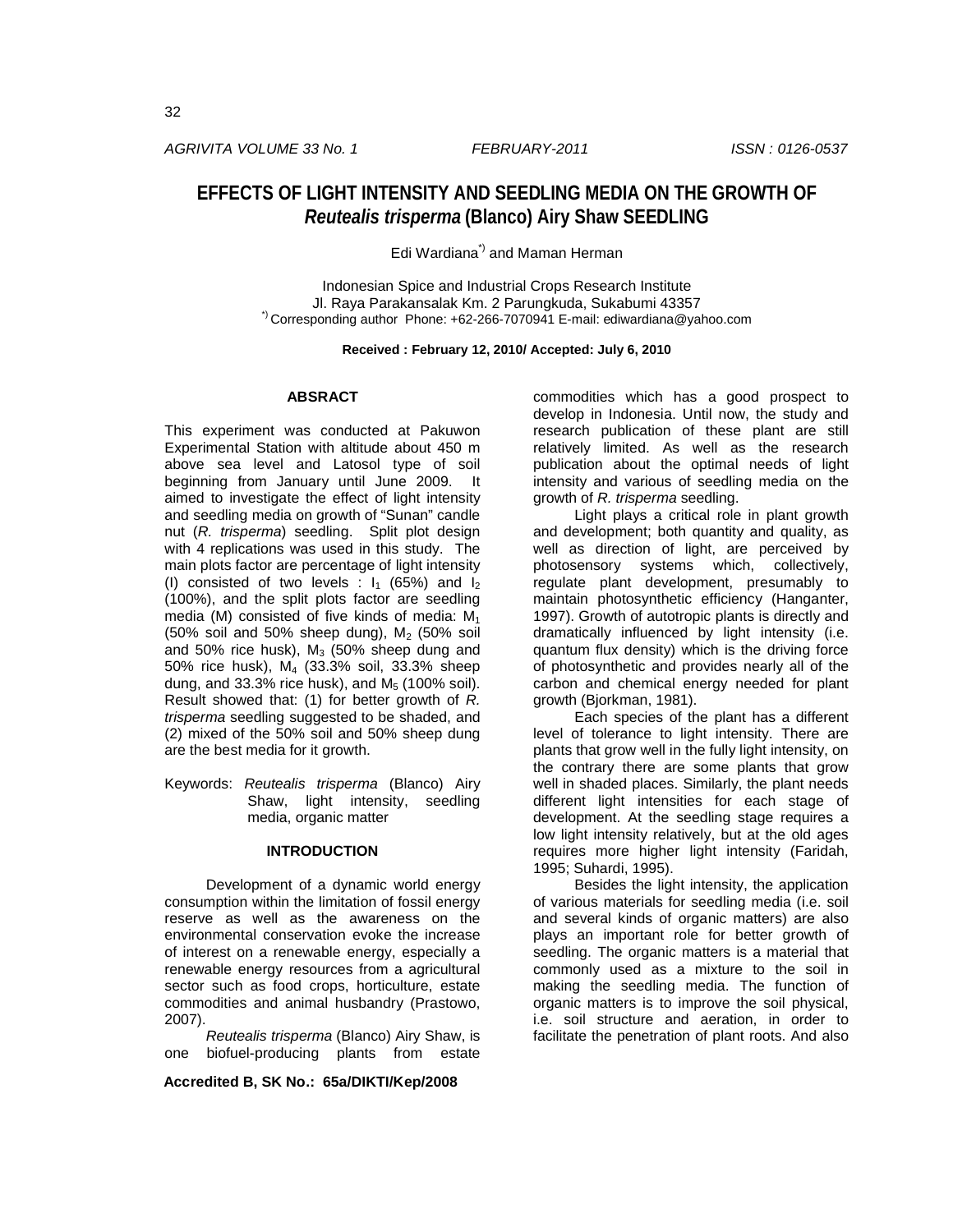# EFFECTS OF LIGHT INTENSITY AND SEEDLING MEDIA ON THE GROWTH OF *Reutealis trisperma* (Blanco) Airy Shaw SEEDLING

Edi Wardiana[*)] and Maman Herman

Indonesian Spice and Industrial Crops Research Institute
Jl. Raya Parakansalak Km. 2 Parungkuda, Sukabumi 43357
[*)] Corresponding author Phone: +62-266-7070941 E-mail: ediwardiana@yahoo.com

**Received : February 12, 2010/ Accepted: July 6, 2010**

## ABSRACT

This experiment was conducted at Pakuwon Experimental Station with altitude about 450 m above sea level and Latosol type of soil beginning from January until June 2009. It aimed to investigate the effect of light intensity and seedling media on growth of "Sunan" candle nut (*R. trisperma*) seedling. Split plot design with 4 replications was used in this study. The main plots factor are percentage of light intensity (I) consisted of two levels : $I_1$ (65%) and $I_2$ (100%), and the split plots factor are seedling media (M) consisted of five kinds of media: $M_1$ (50% soil and 50% sheep dung), $M_2$ (50% soil and 50% rice husk), $M_3$ (50% sheep dung and 50% rice husk), $M_4$ (33.3% soil, 33.3% sheep dung, and 33.3% rice husk), and $M_5$ (100% soil). Result showed that: (1) for better growth of *R. trisperma* seedling suggested to be shaded, and (2) mixed of the 50% soil and 50% sheep dung are the best media for it growth.

Keywords: *Reutealis trisperma* (Blanco) Airy Shaw, light intensity, seedling media, organic matter

## INTRODUCTION

Development of a dynamic world energy consumption within the limitation of fossil energy reserve as well as the awareness on the environmental conservation evoke the increase of interest on a renewable energy, especially a renewable energy resources from a agricultural sector such as food crops, horticulture, estate commodities and animal husbandry (Prastowo, 2007).

*Reutealis trisperma* (Blanco) Airy Shaw, is one biofuel-producing plants from estate commodities which has a good prospect to develop in Indonesia. Until now, the study and research publication of these plant are still relatively limited. As well as the research publication about the optimal needs of light intensity and various of seedling media on the growth of *R. trisperma* seedling.

Light plays a critical role in plant growth and development; both quantity and quality, as well as direction of light, are perceived by photosensory systems which, collectively, regulate plant development, presumably to maintain photosynthetic efficiency (Hanganter, 1997). Growth of autotropic plants is directly and dramatically influenced by light intensity (i.e. quantum flux density) which is the driving force of photosynthetic and provides nearly all of the carbon and chemical energy needed for plant growth (Bjorkman, 1981).

Each species of the plant has a different level of tolerance to light intensity. There are plants that grow well in the fully light intensity, on the contrary there are some plants that grow well in shaded places. Similarly, the plant needs different light intensities for each stage of development. At the seedling stage requires a low light intensity relatively, but at the old ages requires more higher light intensity (Faridah, 1995; Suhardi, 1995).

Besides the light intensity, the application of various materials for seedling media (i.e. soil and several kinds of organic matters) are also plays an important role for better growth of seedling. The organic matters is a material that commonly used as a mixture to the soil in making the seedling media. The function of organic matters is to improve the soil physical, i.e. soil structure and aeration, in order to facilitate the penetration of plant roots. And also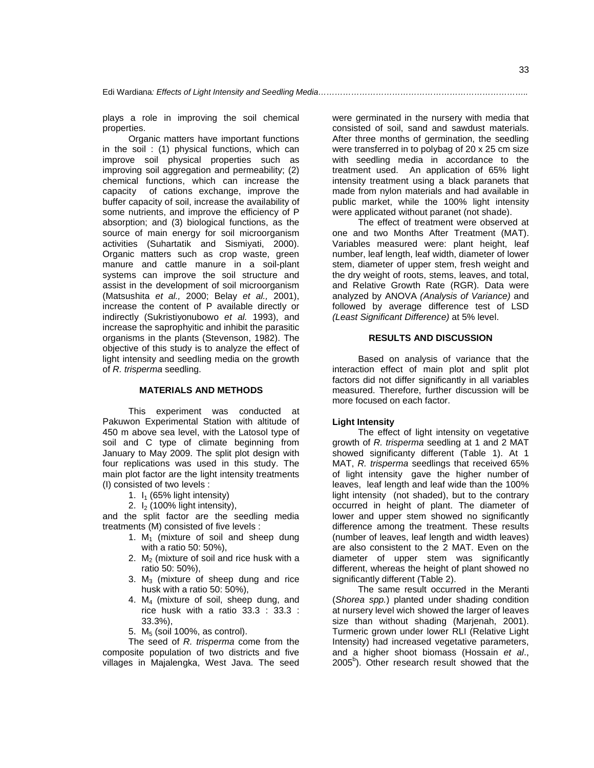plays a role in improving the soil chemical properties.

Organic matters have important functions in the soil : (1) physical functions, which can improve soil physical properties such as improving soil aggregation and permeability; (2) chemical functions, which can increase the capacity of cations exchange, improve the buffer capacity of soil, increase the availability of some nutrients, and improve the efficiency of P absorption; and (3) biological functions, as the source of main energy for soil microorganism activities (Suhartatik and Sismiyati, 2000). Organic matters such as crop waste, green manure and cattle manure in a soil-plant systems can improve the soil structure and assist in the development of soil microorganism (Matsushita *et al.,* 2000; Belay *et al.,* 2001), increase the content of P available directly or indirectly (Sukristiyonubowo *et al.* 1993), and increase the saprophyitic and inhibit the parasitic organisms in the plants (Stevenson, 1982). The objective of this study is to analyze the effect of light intensity and seedling media on the growth of *R. trisperma* seedling.

## MATERIALS AND METHODS

This experiment was conducted at Pakuwon Experimental Station with altitude of 450 m above sea level, with the Latosol type of soil and C type of climate beginning from January to May 2009. The split plot design with four replications was used in this study. The main plot factor are the light intensity treatments (I) consisted of two levels :

1. $I_1$ (65% light intensity)
2. $I_2$ (100% light intensity),

and the split factor are the seedling media treatments (M) consisted of five levels :

1. $M_1$ (mixture of soil and sheep dung with a ratio 50: 50%),
2. $M_2$ (mixture of soil and rice husk with a ratio 50: 50%),
3. $M_3$ (mixture of sheep dung and rice husk with a ratio 50: 50%),
4. $M_4$ (mixture of soil, sheep dung, and rice husk with a ratio 33.3 : 33.3 : 33.3%),
5. $M_5$ (soil 100%, as control).

The seed of *R. trisperma* come from the composite population of two districts and five villages in Majalengka, West Java. The seed were germinated in the nursery with media that consisted of soil, sand and sawdust materials. After three months of germination, the seedling were transferred in to polybag of 20 x 25 cm size with seedling media in accordance to the treatment used. An application of 65% light intensity treatment using a black paranets that made from nylon materials and had available in public market, while the 100% light intensity were applicated without paranet (not shade).

The effect of treatment were observed at one and two Months After Treatment (MAT). Variables measured were: plant height, leaf number, leaf length, leaf width, diameter of lower stem, diameter of upper stem, fresh weight and the dry weight of roots, stems, leaves, and total, and Relative Growth Rate (RGR). Data were analyzed by ANOVA *(Analysis of Variance)* and followed by average difference test of LSD *(Least Significant Difference)* at 5% level.

## RESULTS AND DISCUSSION

Based on analysis of variance that the interaction effect of main plot and split plot factors did not differ significantly in all variables measured. Therefore, further discussion will be more focused on each factor.

### Light Intensity

The effect of light intensity on vegetative growth of *R. trisperma* seedling at 1 and 2 MAT showed significanty different (Table 1). At 1 MAT, *R. trisperma* seedlings that received 65% of light intensity gave the higher number of leaves, leaf length and leaf wide than the 100% light intensity (not shaded), but to the contrary occurred in height of plant. The diameter of lower and upper stem showed no significantly difference among the treatment. These results (number of leaves, leaf length and width leaves) are also consistent to the 2 MAT. Even on the diameter of upper stem was significantly different, whereas the height of plant showed no significantly different (Table 2).

The same result occurred in the Meranti (*Shorea spp.*) planted under shading condition at nursery level wich showed the larger of leaves size than without shading (Marjenah, 2001). Turmeric grown under lower RLI (Relative Light Intensity) had increased vegetative parameters, and a higher shoot biomass (Hossain *et al*., 2005[b]). Other research result showed that the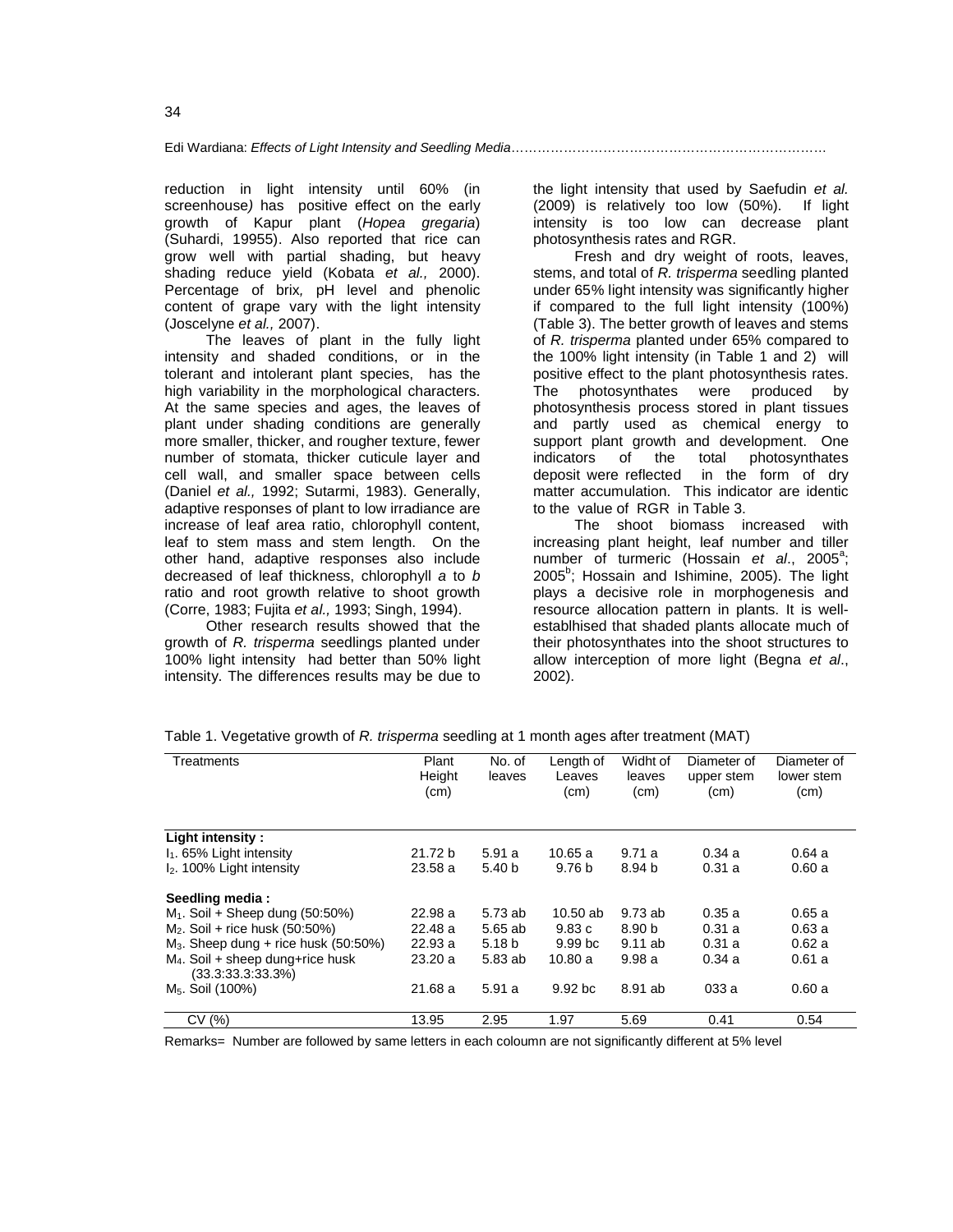reduction in light intensity until 60% (in screenhouse) has positive effect on the early growth of Kapur plant (*Hopea gregaria*) (Suhardi, 19955). Also reported that rice can grow well with partial shading, but heavy shading reduce yield (Kobata *et al.,* 2000). Percentage of brix, pH level and phenolic content of grape vary with the light intensity (Joscelyne *et al.,* 2007).

The leaves of plant in the fully light intensity and shaded conditions, or in the tolerant and intolerant plant species, has the high variability in the morphological characters. At the same species and ages, the leaves of plant under shading conditions are generally more smaller, thicker, and rougher texture, fewer number of stomata, thicker cuticule layer and cell wall, and smaller space between cells (Daniel *et al.,* 1992; Sutarmi, 1983). Generally, adaptive responses of plant to low irradiance are increase of leaf area ratio, chlorophyll content, leaf to stem mass and stem length. On the other hand, adaptive responses also include decreased of leaf thickness, chlorophyll *a* to *b* ratio and root growth relative to shoot growth (Corre, 1983; Fujita *et al.,* 1993; Singh, 1994).

Other research results showed that the growth of *R. trisperma* seedlings planted under 100% light intensity had better than 50% light intensity. The differences results may be due to the light intensity that used by Saefudin *et al.* (2009) is relatively too low (50%). If light intensity is too low can decrease plant photosynthesis rates and RGR.

Fresh and dry weight of roots, leaves, stems, and total of *R. trisperma* seedling planted under 65% light intensity was significantly higher if compared to the full light intensity (100%) (Table 3). The better growth of leaves and stems of *R. trisperma* planted under 65% compared to the 100% light intensity (in Table 1 and 2) will positive effect to the plant photosynthesis rates. The photosynthates were produced by photosynthesis process stored in plant tissues and partly used as chemical energy to support plant growth and development. One indicators of the total photosynthates deposit were reflected in the form of dry matter accumulation. This indicator are identic to the value of RGR in Table 3.

The shoot biomass increased with increasing plant height, leaf number and tiller number of turmeric (Hossain *et al*., 2005[a]; 2005[b]; Hossain and Ishimine, 2005). The light plays a decisive role in morphogenesis and resource allocation pattern in plants. It is well-establhised that shaded plants allocate much of their photosynthates into the shoot structures to allow interception of more light (Begna *et al*., 2002).

Table 1. Vegetative growth of *R. trisperma* seedling at 1 month ages after treatment (MAT)

| Treatments | Plant Height (cm) | No. of leaves | Length of Leaves (cm) | Widht of leaves (cm) | Diameter of upper stem (cm) | Diameter of lower stem (cm) |
|---|---|---|---|---|---|---|
| **Light intensity :** | | | | | | |
| $I_1$. 65% Light intensity | 21.72 b | 5.91 a | 10.65 a | 9.71 a | 0.34 a | 0.64 a |
| $I_2$. 100% Light intensity | 23.58 a | 5.40 b | 9.76 b | 8.94 b | 0.31 a | 0.60 a |
| **Seedling media :** | | | | | | |
| $M_1$. Soil + Sheep dung (50:50%) | 22.98 a | 5.73 ab | 10.50 ab | 9.73 ab | 0.35 a | 0.65 a |
| $M_2$. Soil + rice husk (50:50%) | 22.48 a | 5.65 ab | 9.83 c | 8.90 b | 0.31 a | 0.63 a |
| $M_3$. Sheep dung + rice husk (50:50%) | 22.93 a | 5.18 b | 9.99 bc | 9.11 ab | 0.31 a | 0.62 a |
| $M_4$. Soil + sheep dung+rice husk (33.3:33.3:33.3%) | 23.20 a | 5.83 ab | 10.80 a | 9.98 a | 0.34 a | 0.61 a |
| $M_5$. Soil (100%) | 21.68 a | 5.91 a | 9.92 bc | 8.91 ab | 033 a | 0.60 a |
| CV (%) | 13.95 | 2.95 | 1.97 | 5.69 | 0.41 | 0.54 |

Remarks= Number are followed by same letters in each coloumn are not significantly different at 5% level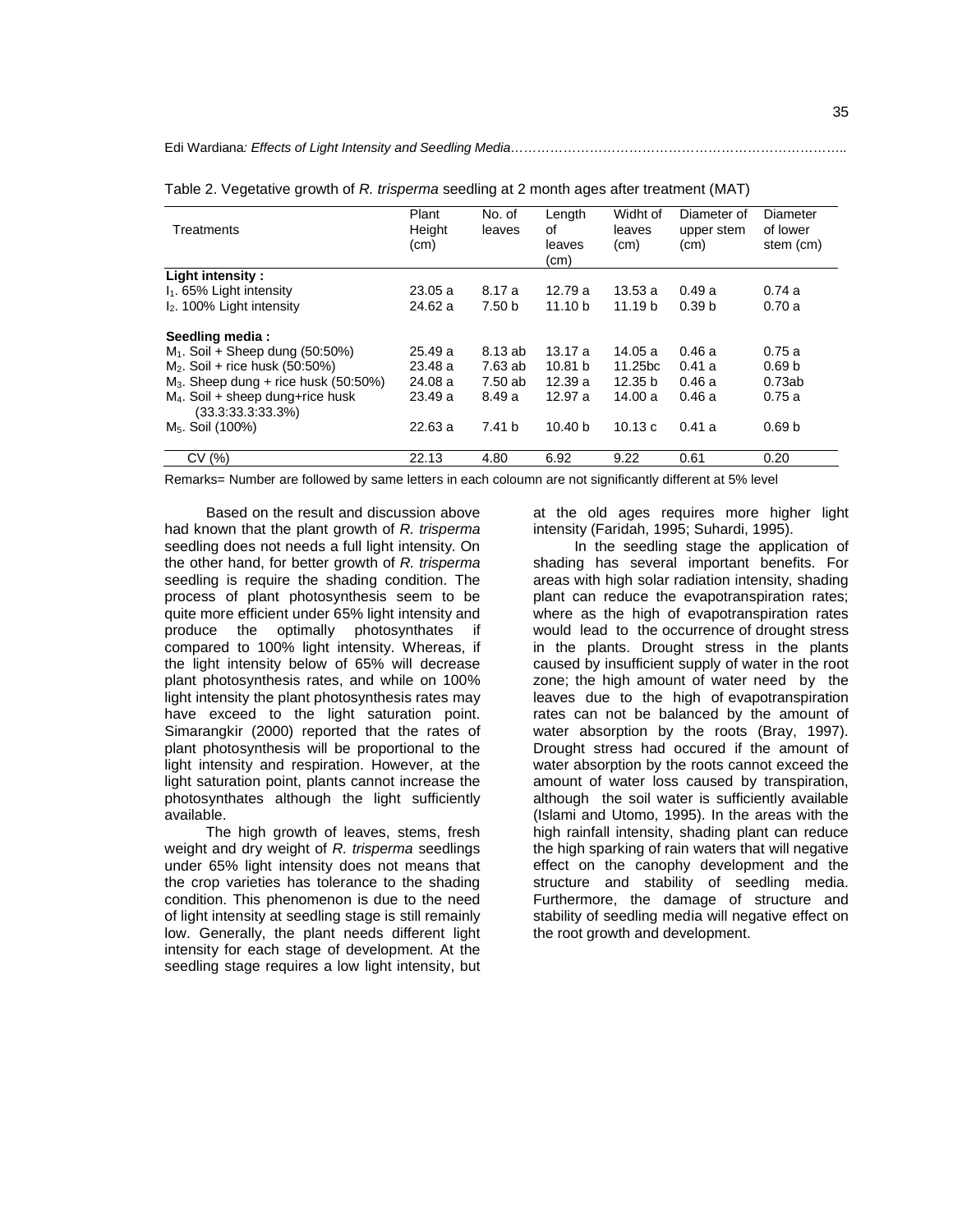Table 2. Vegetative growth of *R. trisperma* seedling at 2 month ages after treatment (MAT)

| Treatments | Plant Height (cm) | No. of leaves | Length of leaves (cm) | Widht of leaves (cm) | Diameter of upper stem (cm) | Diameter of lower stem (cm) |
|---|---|---|---|---|---|---|
| **Light intensity :** | | | | | | |
| $I_1$. 65% Light intensity | 23.05 a | 8.17 a | 12.79 a | 13.53 a | 0.49 a | 0.74 a |
| $I_2$. 100% Light intensity | 24.62 a | 7.50 b | 11.10 b | 11.19 b | 0.39 b | 0.70 a |
| **Seedling media :** | | | | | | |
| $M_1$. Soil + Sheep dung (50:50%) | 25.49 a | 8.13 ab | 13.17 a | 14.05 a | 0.46 a | 0.75 a |
| $M_2$. Soil + rice husk (50:50%) | 23.48 a | 7.63 ab | 10.81 b | 11.25bc | 0.41 a | 0.69 b |
| $M_3$. Sheep dung + rice husk (50:50%) | 24.08 a | 7.50 ab | 12.39 a | 12.35 b | 0.46 a | 0.73ab |
| $M_4$. Soil + sheep dung+rice husk (33.3:33.3:33.3%) | 23.49 a | 8.49 a | 12.97 a | 14.00 a | 0.46 a | 0.75 a |
| $M_5$. Soil (100%) | 22.63 a | 7.41 b | 10.40 b | 10.13 c | 0.41 a | 0.69 b |
| CV (%) | 22.13 | 4.80 | 6.92 | 9.22 | 0.61 | 0.20 |

Remarks= Number are followed by same letters in each coloumn are not significantly different at 5% level

Based on the result and discussion above had known that the plant growth of *R. trisperma* seedling does not needs a full light intensity. On the other hand, for better growth of *R. trisperma* seedling is require the shading condition. The process of plant photosynthesis seem to be quite more efficient under 65% light intensity and produce the optimally photosynthates if compared to 100% light intensity. Whereas, if the light intensity below of 65% will decrease plant photosynthesis rates, and while on 100% light intensity the plant photosynthesis rates may have exceed to the light saturation point. Simarangkir (2000) reported that the rates of plant photosynthesis will be proportional to the light intensity and respiration. However, at the light saturation point, plants cannot increase the photosynthates although the light sufficiently available.

The high growth of leaves, stems, fresh weight and dry weight of *R. trisperma* seedlings under 65% light intensity does not means that the crop varieties has tolerance to the shading condition. This phenomenon is due to the need of light intensity at seedling stage is still remainly low. Generally, the plant needs different light intensity for each stage of development. At the seedling stage requires a low light intensity, but at the old ages requires more higher light intensity (Faridah, 1995; Suhardi, 1995).

In the seedling stage the application of shading has several important benefits. For areas with high solar radiation intensity, shading plant can reduce the evapotranspiration rates; where as the high of evapotranspiration rates would lead to the occurrence of drought stress in the plants. Drought stress in the plants caused by insufficient supply of water in the root zone; the high amount of water need by the leaves due to the high of evapotranspiration rates can not be balanced by the amount of water absorption by the roots (Bray, 1997). Drought stress had occured if the amount of water absorption by the roots cannot exceed the amount of water loss caused by transpiration, although the soil water is sufficiently available (Islami and Utomo, 1995). In the areas with the high rainfall intensity, shading plant can reduce the high sparking of rain waters that will negative effect on the canophy development and the structure and stability of seedling media. Furthermore, the damage of structure and stability of seedling media will negative effect on the root growth and development.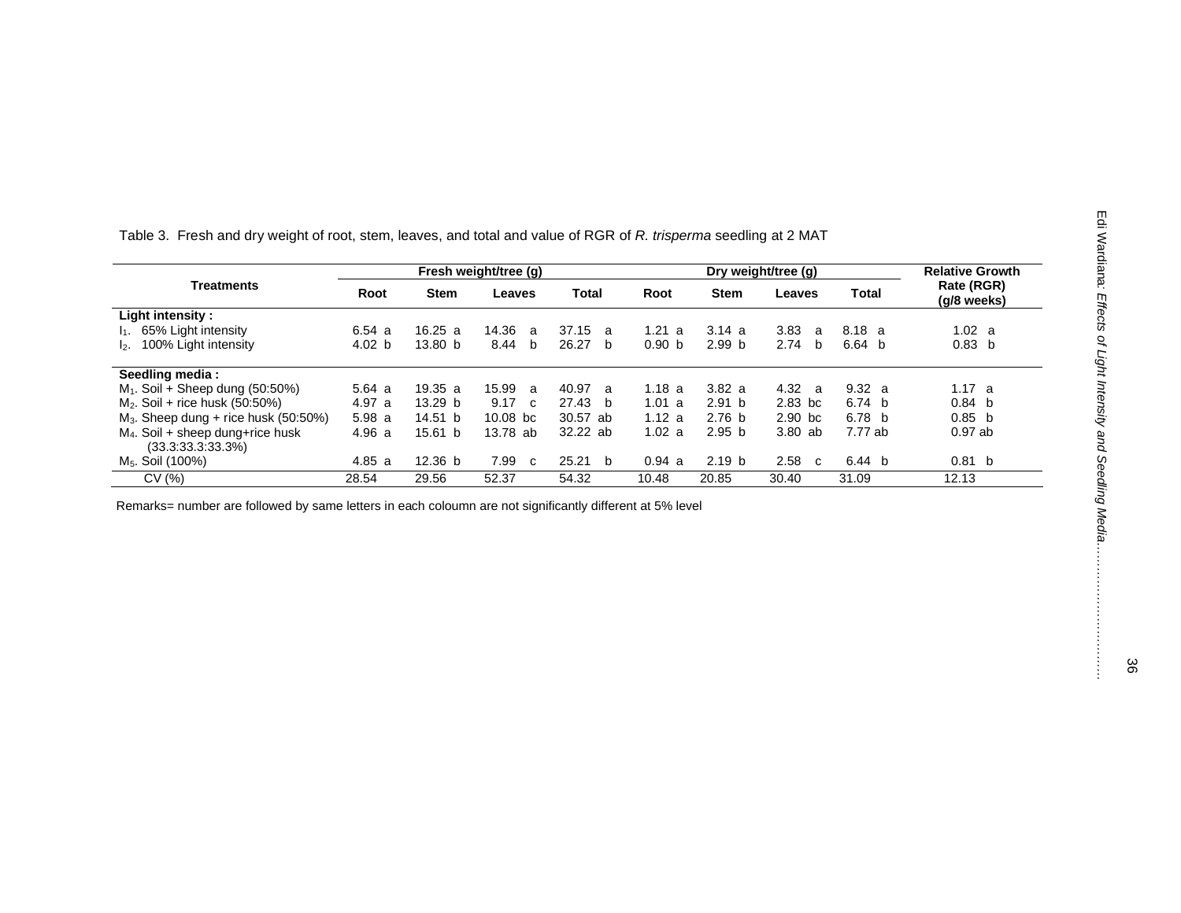Table 3. Fresh and dry weight of root, stem, leaves, and total and value of RGR of *R. trisperma* seedling at 2 MAT

| Treatments | Fresh weight/tree (g) | | | | Dry weight/tree (g) | | | | Relative Growth Rate (RGR) (g/8 weeks) |
|---|---|---|---|---|---|---|---|---|---|
| | Root | Stem | Leaves | Total | Root | Stem | Leaves | Total | |
| **Light intensity :** | | | | | | | | | |
| $I_1$. 65% Light intensity | 6.54 a | 16.25 a | 14.36 a | 37.15 a | 1.21 a | 3.14 a | 3.83 a | 8.18 a | 1.02 a |
| $I_2$. 100% Light intensity | 4.02 b | 13.80 b | 8.44 b | 26.27 b | 0.90 b | 2.99 b | 2.74 b | 6.64 b | 0.83 b |
| **Seedling media :** | | | | | | | | | |
| $M_1$. Soil + Sheep dung (50:50%) | 5.64 a | 19.35 a | 15.99 a | 40.97 a | 1.18 a | 3.82 a | 4.32 a | 9.32 a | 1.17 a |
| $M_2$. Soil + rice husk (50:50%) | 4.97 a | 13.29 b | 9.17 c | 27.43 b | 1.01 a | 2.91 b | 2.83 bc | 6.74 b | 0.84 b |
| $M_3$. Sheep dung + rice husk (50:50%) | 5.98 a | 14.51 b | 10.08 bc | 30.57 ab | 1.12 a | 2.76 b | 2.90 bc | 6.78 b | 0.85 b |
| $M_4$. Soil + sheep dung+rice husk (33.3:33.3:33.3%) | 4.96 a | 15.61 b | 13.78 ab | 32.22 ab | 1.02 a | 2.95 b | 3.80 ab | 7.77 ab | 0.97 ab |
| $M_5$. Soil (100%) | 4.85 a | 12.36 b | 7.99 c | 25.21 b | 0.94 a | 2.19 b | 2.58 c | 6.44 b | 0.81 b |
| CV (%) | 28.54 | 29.56 | 52.37 | 54.32 | 10.48 | 20.85 | 30.40 | 31.09 | 12.13 |

Remarks= number are followed by same letters in each coloumn are not significantly different at 5% level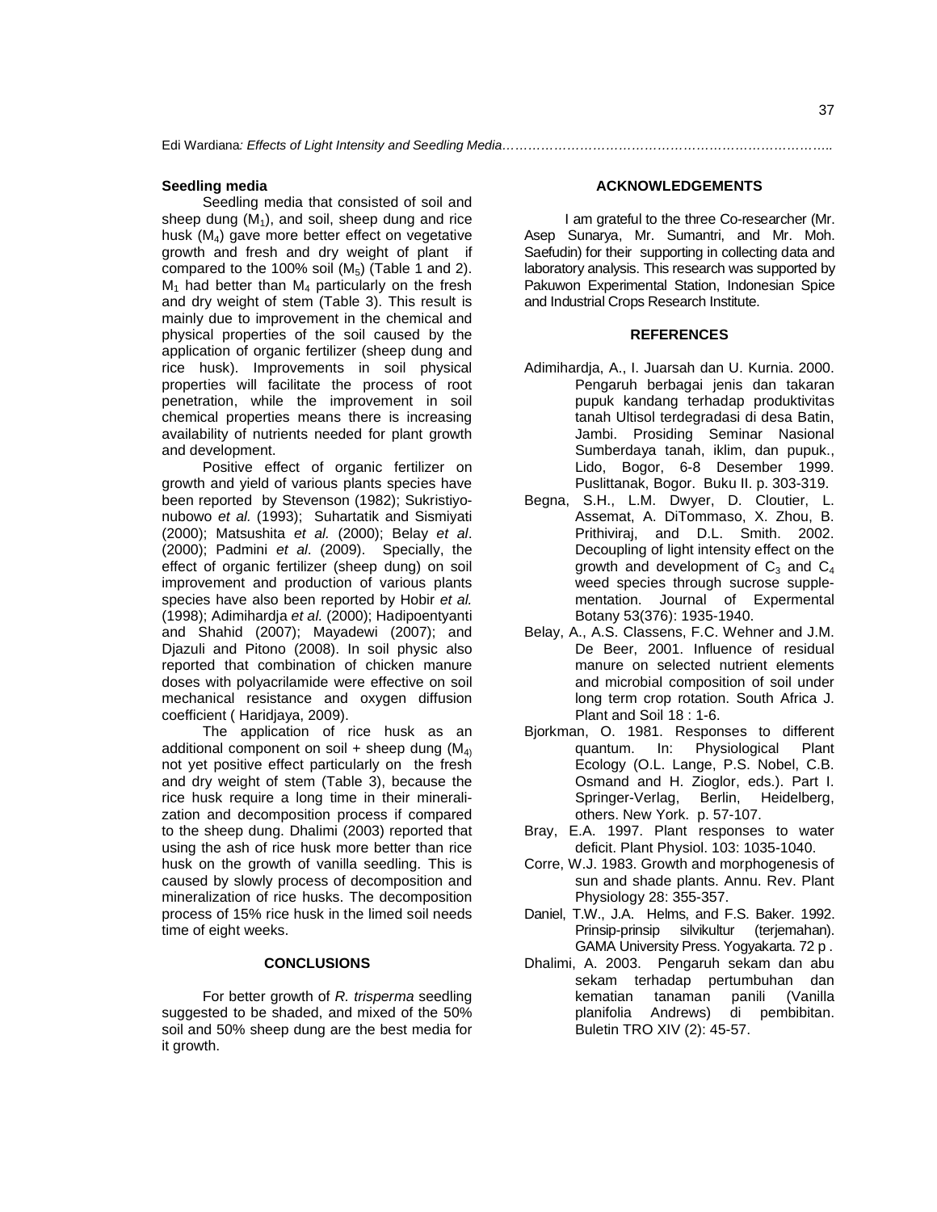### Seedling media

Seedling media that consisted of soil and sheep dung ($M_1$), and soil, sheep dung and rice husk ($M_4$) gave more better effect on vegetative growth and fresh and dry weight of plant if compared to the 100% soil ($M_5$) (Table 1 and 2). $M_1$ had better than $M_4$ particularly on the fresh and dry weight of stem (Table 3). This result is mainly due to improvement in the chemical and physical properties of the soil caused by the application of organic fertilizer (sheep dung and rice husk). Improvements in soil physical properties will facilitate the process of root penetration, while the improvement in soil chemical properties means there is increasing availability of nutrients needed for plant growth and development.

Positive effect of organic fertilizer on growth and yield of various plants species have been reported by Stevenson (1982); Sukristiyonubowo *et al.* (1993); Suhartatik and Sismiyati (2000); Matsushita *et al.* (2000); Belay *et al*. (2000); Padmini *et al*. (2009). Specially, the effect of organic fertilizer (sheep dung) on soil improvement and production of various plants species have also been reported by Hobir *et al.* (1998); Adimihardja *et al.* (2000); Hadipoentyanti and Shahid (2007); Mayadewi (2007); and Djazuli and Pitono (2008). In soil physic also reported that combination of chicken manure doses with polyacrilamide were effective on soil mechanical resistance and oxygen diffusion coefficient ( Haridjaya, 2009).

The application of rice husk as an additional component on soil + sheep dung ($M_4$) not yet positive effect particularly on the fresh and dry weight of stem (Table 3), because the rice husk require a long time in their mineralization and decomposition process if compared to the sheep dung. Dhalimi (2003) reported that using the ash of rice husk more better than rice husk on the growth of vanilla seedling. This is caused by slowly process of decomposition and mineralization of rice husks. The decomposition process of 15% rice husk in the limed soil needs time of eight weeks.

## CONCLUSIONS

For better growth of *R. trisperma* seedling suggested to be shaded, and mixed of the 50% soil and 50% sheep dung are the best media for it growth.

## ACKNOWLEDGEMENTS

I am grateful to the three Co-researcher (Mr. Asep Sunarya, Mr. Sumantri, and Mr. Moh. Saefudin) for their supporting in collecting data and laboratory analysis. This research was supported by Pakuwon Experimental Station, Indonesian Spice and Industrial Crops Research Institute.

## REFERENCES

Adimihardja, A., I. Juarsah dan U. Kurnia. 2000. Pengaruh berbagai jenis dan takaran pupuk kandang terhadap produktivitas tanah Ultisol terdegradasi di desa Batin, Jambi. Prosiding Seminar Nasional Sumberdaya tanah, iklim, dan pupuk., Lido, Bogor, 6-8 Desember 1999. Puslittanak, Bogor. Buku II. p. 303-319.

Begna, S.H., L.M. Dwyer, D. Cloutier, L. Assemat, A. DiTommaso, X. Zhou, B. Prithiviraj, and D.L. Smith. 2002. Decoupling of light intensity effect on the growth and development of $C_3$ and $C_4$ weed species through sucrose supplementation. Journal of Expermental Botany 53(376): 1935-1940.

Belay, A., A.S. Classens, F.C. Wehner and J.M. De Beer, 2001. Influence of residual manure on selected nutrient elements and microbial composition of soil under long term crop rotation. South Africa J. Plant and Soil 18 : 1-6.

Bjorkman, O. 1981. Responses to different quantum. In: Physiological Plant Ecology (O.L. Lange, P.S. Nobel, C.B. Osmand and H. Zioglor, eds.). Part I. Springer-Verlag, Berlin, Heidelberg, others. New York. p. 57-107.

Bray, E.A. 1997. Plant responses to water deficit. Plant Physiol. 103: 1035-1040.

Corre, W.J. 1983. Growth and morphogenesis of sun and shade plants. Annu. Rev. Plant Physiology 28: 355-357.

Daniel, T.W., J.A. Helms, and F.S. Baker. 1992. Prinsip-prinsip silvikultur (terjemahan). GAMA University Press. Yogyakarta. 72 p .

Dhalimi, A. 2003. Pengaruh sekam dan abu sekam terhadap pertumbuhan dan kematian tanaman panili (Vanilla planifolia Andrews) di pembibitan. Buletin TRO XIV (2): 45-57.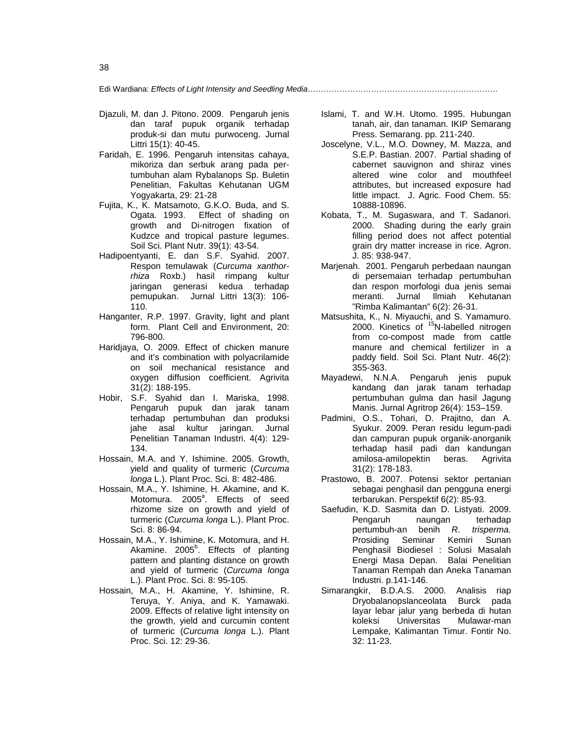Djazuli, M. dan J. Pitono. 2009. Pengaruh jenis dan taraf pupuk organik terhadap produk-si dan mutu purwoceng. Jurnal Littri 15(1): 40-45.

Faridah, E. 1996. Pengaruh intensitas cahaya, mikoriza dan serbuk arang pada per-tumbuhan alam Rybalanops Sp. Buletin Penelitian, Fakultas Kehutanan UGM Yogyakarta, 29: 21-28

Fujita, K., K. Matsamoto, G.K.O. Buda, and S. Ogata. 1993. Effect of shading on growth and Di-nitrogen fixation of Kudzce and tropical pasture legumes. Soil Sci. Plant Nutr. 39(1): 43-54.

Hadipoentyanti, E. dan S.F. Syahid. 2007. Respon temulawak (*Curcuma xanthor-rhiza* Roxb.) hasil rimpang kultur jaringan generasi kedua terhadap pemupukan. Jurnal Littri 13(3): 106-110.

Hanganter, R.P. 1997. Gravity, light and plant form. Plant Cell and Environment, 20: 796-800.

Haridjaya, O. 2009. Effect of chicken manure and it's combination with polyacrilamide on soil mechanical resistance and oxygen diffusion coefficient. Agrivita 31(2): 188-195.

Hobir, S.F. Syahid dan I. Mariska, 1998. Pengaruh pupuk dan jarak tanam terhadap pertumbuhan dan produksi jahe asal kultur jaringan. Jurnal Penelitian Tanaman Industri. 4(4): 129-134.

Hossain, M.A. and Y. Ishimine. 2005. Growth, yield and quality of turmeric (*Curcuma longa* L.). Plant Proc. Sci. 8: 482-486.

Hossain, M.A., Y. Ishimine, H. Akamine, and K. Motomura. 2005[a]. Effects of seed rhizome size on growth and yield of turmeric (*Curcuma longa* L.). Plant Proc. Sci. 8: 86-94.

Hossain, M.A., Y. Ishimine, K. Motomura, and H. Akamine. 2005[b]. Effects of planting pattern and planting distance on growth and yield of turmeric (*Curcuma longa* L.). Plant Proc. Sci. 8: 95-105.

Hossain, M.A., H. Akamine, Y. Ishimine, R. Teruya, Y. Aniya, and K. Yamawaki. 2009. Effects of relative light intensity on the growth, yield and curcumin content of turmeric (*Curcuma longa* L.). Plant Proc. Sci. 12: 29-36.

Islami, T. and W.H. Utomo. 1995. Hubungan tanah, air, dan tanaman. IKIP Semarang Press. Semarang. pp. 211-240.

Joscelyne, V.L., M.O. Downey, M. Mazza, and S.E.P. Bastian. 2007. Partial shading of cabernet sauvignon and shiraz vines altered wine color and mouthfeel attributes, but increased exposure had little impact. J. Agric. Food Chem. 55: 10888-10896.

Kobata, T., M. Sugaswara, and T. Sadanori. 2000. Shading during the early grain filling period does not affect potential grain dry matter increase in rice. Agron. J. 85: 938-947.

Marjenah. 2001. Pengaruh perbedaan naungan di persemaian terhadap pertumbuhan dan respon morfologi dua jenis semai meranti. Jurnal Ilmiah Kehutanan "Rimba Kalimantan" 6(2): 26-31.

Matsushita, K., N. Miyauchi, and S. Yamamuro. 2000. Kinetics of $^{15}$N-labelled nitrogen from co-compost made from cattle manure and chemical fertilizer in a paddy field. Soil Sci. Plant Nutr. 46(2): 355-363.

Mayadewi, N.N.A. Pengaruh jenis pupuk kandang dan jarak tanam terhadap pertumbuhan gulma dan hasil Jagung Manis. Jurnal Agritrop 26(4): 153–159.

Padmini, O.S., Tohari, D. Prajitno, dan A. Syukur. 2009. Peran residu legum-padi dan campuran pupuk organik-anorganik terhadap hasil padi dan kandungan amilosa-amilopektin beras. Agrivita 31(2): 178-183.

Prastowo, B. 2007. Potensi sektor pertanian sebagai penghasil dan pengguna energi terbarukan. Perspektif 6(2): 85-93.

Saefudin, K.D. Sasmita dan D. Listyati. 2009. Pengaruh naungan terhadap pertumbuh-an benih *R. trisperma.* Prosiding Seminar Kemiri Sunan Penghasil Biodiesel : Solusi Masalah Energi Masa Depan. Balai Penelitian Tanaman Rempah dan Aneka Tanaman Industri. p.141-146.

Simarangkir, B.D.A.S. 2000. Analisis riap Dryobalanopslanceolata Burck pada layar lebar jalur yang berbeda di hutan koleksi Universitas Mulawar-man Lempake, Kalimantan Timur. Fontir No. 32: 11-23.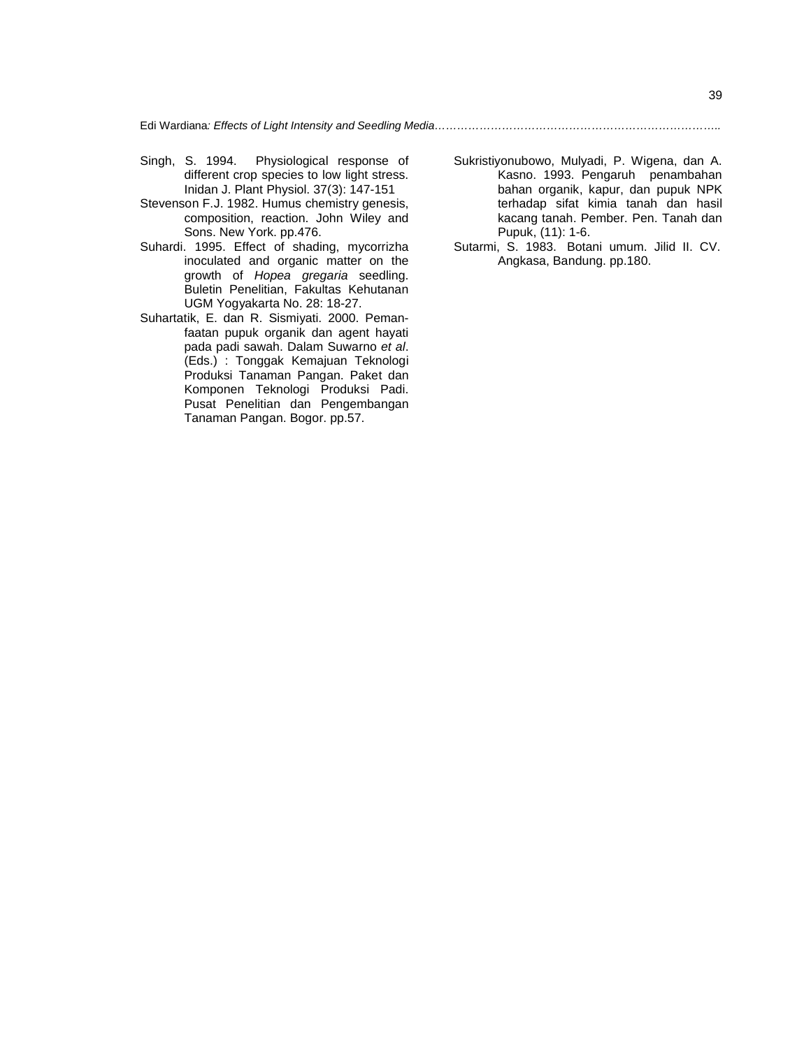Singh, S. 1994. Physiological response of different crop species to low light stress. Inidan J. Plant Physiol. 37(3): 147-151

Stevenson F.J. 1982. Humus chemistry genesis, composition, reaction. John Wiley and Sons. New York. pp.476.

Suhardi. 1995. Effect of shading, mycorrizha inoculated and organic matter on the growth of *Hopea gregaria* seedling. Buletin Penelitian, Fakultas Kehutanan UGM Yogyakarta No. 28: 18-27.

Suhartatik, E. dan R. Sismiyati. 2000. Pemanfaatan pupuk organik dan agent hayati pada padi sawah. Dalam Suwarno *et al*. (Eds.) : Tonggak Kemajuan Teknologi Produksi Tanaman Pangan. Paket dan Komponen Teknologi Produksi Padi. Pusat Penelitian dan Pengembangan Tanaman Pangan. Bogor. pp.57.

Sukristiyonubowo, Mulyadi, P. Wigena, dan A. Kasno. 1993. Pengaruh penambahan bahan organik, kapur, dan pupuk NPK terhadap sifat kimia tanah dan hasil kacang tanah. Pember. Pen. Tanah dan Pupuk, (11): 1-6.

Sutarmi, S. 1983. Botani umum. Jilid II. CV. Angkasa, Bandung. pp.180.